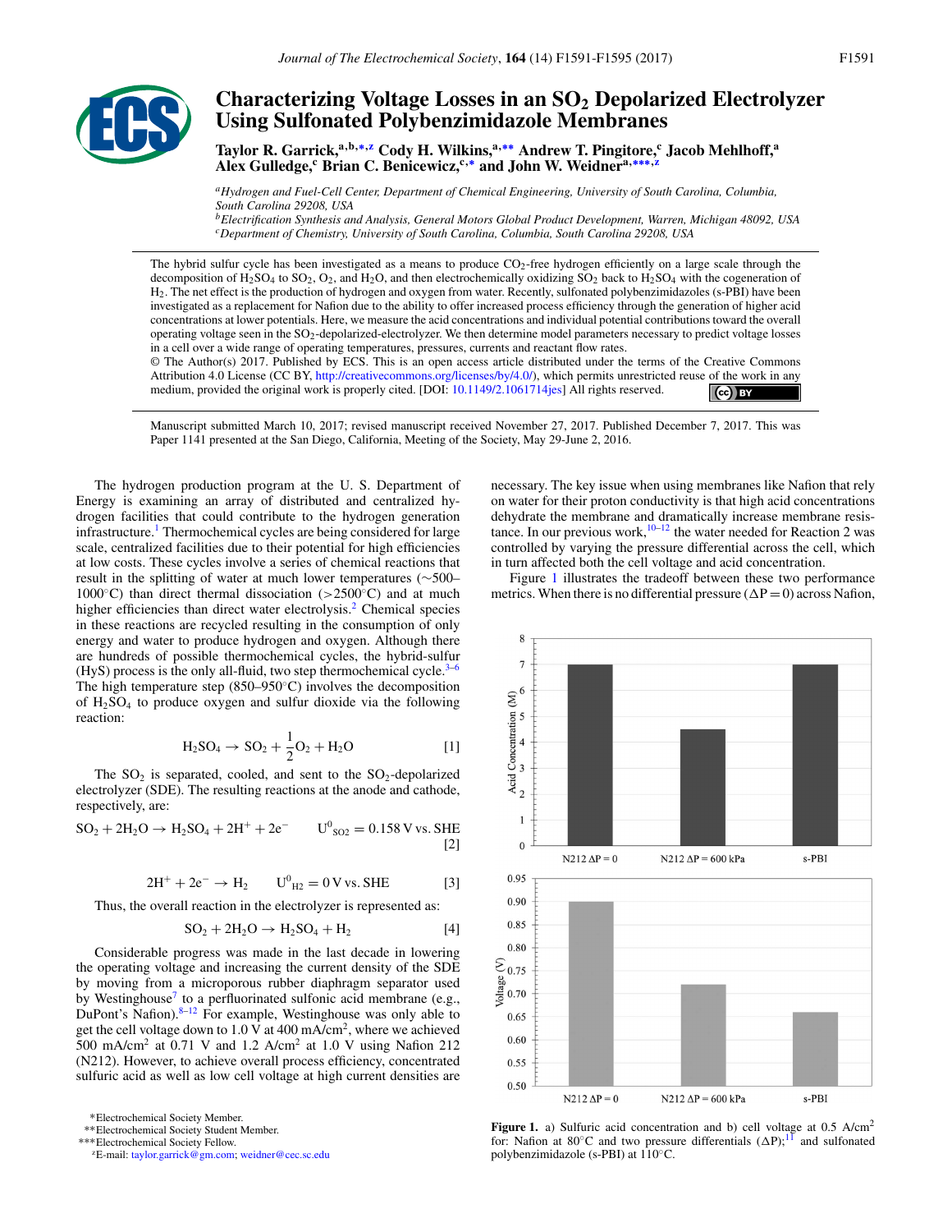# Characterizing Voltage Losses in an $SO_2$ Depolarized Electrolyzer Using Sulfonated Polybenzimidazole Membranes

**Taylor R. Garrick,[a,b,*,z] Cody H. Wilkins,[a,**] Andrew T. Pingitore,[c] Jacob Mehlhoff,[a] Alex Gulledge,[c] Brian C. Benicewicz,[c,*] and John W. Weidner[a,***,z]**

[a]*Hydrogen and Fuel-Cell Center, Department of Chemical Engineering, University of South Carolina, Columbia, South Carolina 29208, USA*

[b]*Electrification Synthesis and Analysis, General Motors Global Product Development, Warren, Michigan 48092, USA*

[c]*Department of Chemistry, University of South Carolina, Columbia, South Carolina 29208, USA*

The hybrid sulfur cycle has been investigated as a means to produce $CO_2$-free hydrogen efficiently on a large scale through the decomposition of $H_2SO_4$ to $SO_2$, $O_2$, and $H_2O$, and then electrochemically oxidizing $SO_2$ back to $H_2SO_4$ with the cogeneration of $H_2$. The net effect is the production of hydrogen and oxygen from water. Recently, sulfonated polybenzimidazoles (s-PBI) have been investigated as a replacement for Nafion due to the ability to offer increased process efficiency through the generation of higher acid concentrations at lower potentials. Here, we measure the acid concentrations and individual potential contributions toward the overall operating voltage seen in the $SO_2$-depolarized-electrolyzer. We then determine model parameters necessary to predict voltage losses in a cell over a wide range of operating temperatures, pressures, currents and reactant flow rates.

© The Author(s) 2017. Published by ECS. This is an open access article distributed under the terms of the Creative Commons Attribution 4.0 License (CC BY, http://creativecommons.org/licenses/by/4.0/), which permits unrestricted reuse of the work in any medium, provided the original work is properly cited. [DOI: 10.1149/2.1061714jes] All rights reserved.

Manuscript submitted March 10, 2017; revised manuscript received November 27, 2017. Published December 7, 2017. This was Paper 1141 presented at the San Diego, California, Meeting of the Society, May 29-June 2, 2016.

The hydrogen production program at the U. S. Department of Energy is examining an array of distributed and centralized hydrogen facilities that could contribute to the hydrogen generation infrastructure.[1] Thermochemical cycles are being considered for large scale, centralized facilities due to their potential for high efficiencies at low costs. These cycles involve a series of chemical reactions that result in the splitting of water at much lower temperatures (~500–1000°C) than direct thermal dissociation (>2500°C) and at much higher efficiencies than direct water electrolysis.[2] Chemical species in these reactions are recycled resulting in the consumption of only energy and water to produce hydrogen and oxygen. Although there are hundreds of possible thermochemical cycles, the hybrid-sulfur (HyS) process is the only all-fluid, two step thermochemical cycle.[3–6] The high temperature step (850–950°C) involves the decomposition of $H_2SO_4$ to produce oxygen and sulfur dioxide via the following reaction:

$$H_2SO_4 \rightarrow SO_2 + \frac{1}{2}O_2 + H_2O \qquad [1]$$

The $SO_2$ is separated, cooled, and sent to the $SO_2$-depolarized electrolyzer (SDE). The resulting reactions at the anode and cathode, respectively, are:

$$SO_2 + 2H_2O \rightarrow H_2SO_4 + 2H^+ + 2e^- \qquad U^0_{SO2} = 0.158\text{ V vs. SHE} \qquad [2]$$

$$2H^+ + 2e^- \rightarrow H_2 \qquad U^0_{H2} = 0\text{ V vs. SHE} \qquad [3]$$

Thus, the overall reaction in the electrolyzer is represented as:

$$SO_2 + 2H_2O \rightarrow H_2SO_4 + H_2 \qquad [4]$$

Considerable progress was made in the last decade in lowering the operating voltage and increasing the current density of the SDE by moving from a microporous rubber diaphragm separator used by Westinghouse[7] to a perfluorinated sulfonic acid membrane (e.g., DuPont's Nafion).[8–12] For example, Westinghouse was only able to get the cell voltage down to 1.0 V at 400 mA/cm$^2$, where we achieved 500 mA/cm$^2$ at 0.71 V and 1.2 A/cm$^2$ at 1.0 V using Nafion 212 (N212). However, to achieve overall process efficiency, concentrated sulfuric acid as well as low cell voltage at high current densities are necessary. The key issue when using membranes like Nafion that rely on water for their proton conductivity is that high acid concentrations dehydrate the membrane and dramatically increase membrane resistance. In our previous work,[10–12] the water needed for Reaction 2 was controlled by varying the pressure differential across the cell, which in turn affected both the cell voltage and acid concentration.

Figure 1 illustrates the tradeoff between these two performance metrics. When there is no differential pressure ($\Delta P = 0$) across Nafion,

**Figure 1.** a) Sulfuric acid concentration and b) cell voltage at 0.5 A/cm$^2$ for: Nafion at 80°C and two pressure differentials ($\Delta P$);[11] and sulfonated polybenzimidazole (s-PBI) at 110°C.

*Electrochemical Society Member.
**Electrochemical Society Student Member.
***Electrochemical Society Fellow.
[z]E-mail: taylor.garrick@gm.com; weidner@cec.sc.edu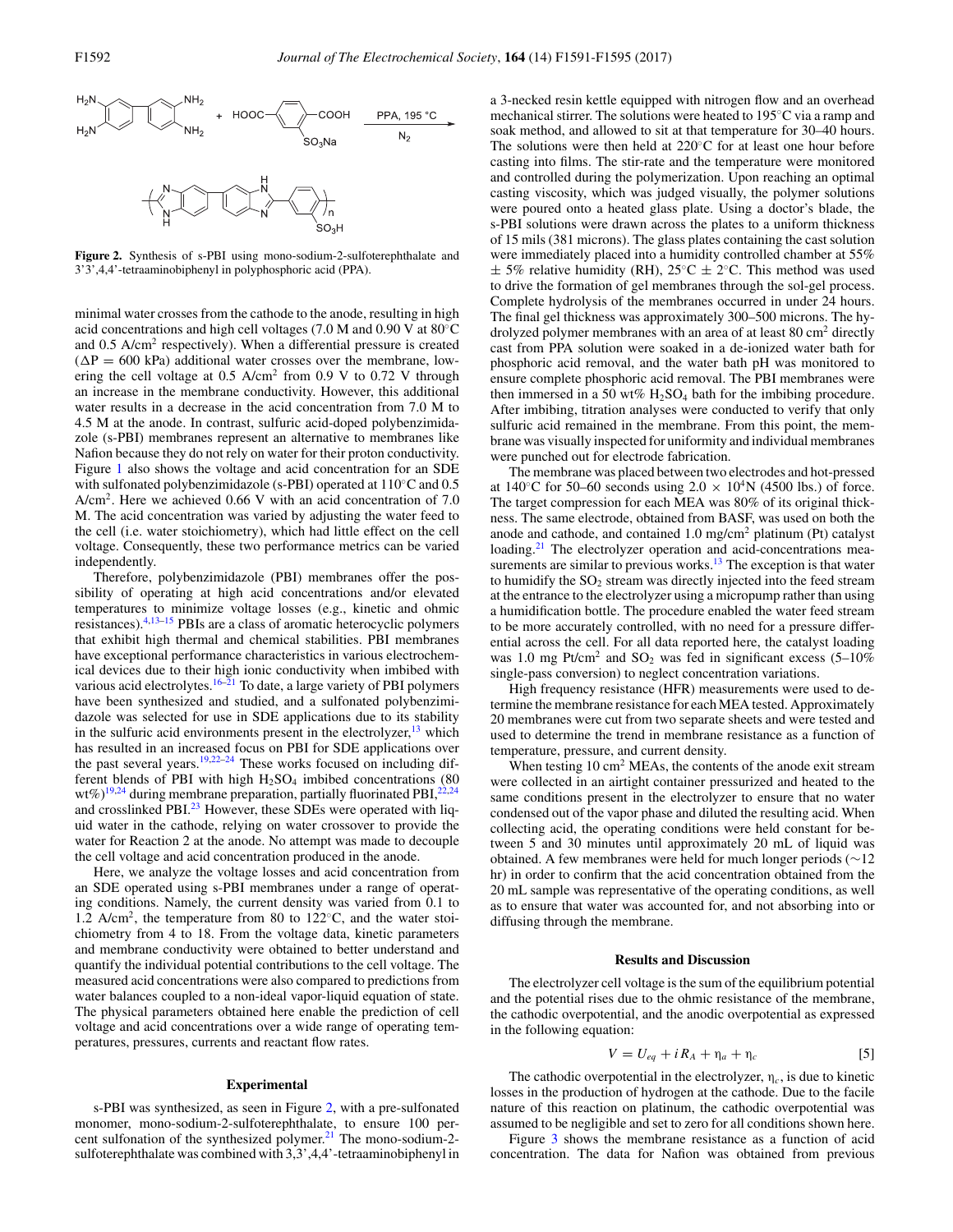**Figure 2.** Synthesis of s-PBI using mono-sodium-2-sulfoterephthalate and 3'3',4,4'-tetraaminobiphenyl in polyphosphoric acid (PPA).

minimal water crosses from the cathode to the anode, resulting in high acid concentrations and high cell voltages (7.0 M and 0.90 V at 80°C and 0.5 A/cm$^2$ respectively). When a differential pressure is created ($\Delta P = 600$ kPa) additional water crosses over the membrane, lowering the cell voltage at 0.5 A/cm$^2$ from 0.9 V to 0.72 V through an increase in the membrane conductivity. However, this additional water results in a decrease in the acid concentration from 7.0 M to 4.5 M at the anode. In contrast, sulfuric acid-doped polybenzimidazole (s-PBI) membranes represent an alternative to membranes like Nafion because they do not rely on water for their proton conductivity. Figure 1 also shows the voltage and acid concentration for an SDE with sulfonated polybenzimidazole (s-PBI) operated at 110°C and 0.5 A/cm$^2$. Here we achieved 0.66 V with an acid concentration of 7.0 M. The acid concentration was varied by adjusting the water feed to the cell (i.e. water stoichiometry), which had little effect on the cell voltage. Consequently, these two performance metrics can be varied independently.

Therefore, polybenzimidazole (PBI) membranes offer the possibility of operating at high acid concentrations and/or elevated temperatures to minimize voltage losses (e.g., kinetic and ohmic resistances).[4,13–15] PBIs are a class of aromatic heterocyclic polymers that exhibit high thermal and chemical stabilities. PBI membranes have exceptional performance characteristics in various electrochemical devices due to their high ionic conductivity when imbibed with various acid electrolytes.[16–21] To date, a large variety of PBI polymers have been synthesized and studied, and a sulfonated polybenzimidazole was selected for use in SDE applications due to its stability in the sulfuric acid environments present in the electrolyzer,[13] which has resulted in an increased focus on PBI for SDE applications over the past several years.[19,22–24] These works focused on including different blends of PBI with high $H_2SO_4$ imbibed concentrations (80 wt%)[19,24] during membrane preparation, partially fluorinated PBI,[22,24] and crosslinked PBI.[23] However, these SDEs were operated with liquid water in the cathode, relying on water crossover to provide the water for Reaction 2 at the anode. No attempt was made to decouple the cell voltage and acid concentration produced in the anode.

Here, we analyze the voltage losses and acid concentration from an SDE operated using s-PBI membranes under a range of operating conditions. Namely, the current density was varied from 0.1 to 1.2 A/cm$^2$, the temperature from 80 to 122°C, and the water stoichiometry from 4 to 18. From the voltage data, kinetic parameters and membrane conductivity were obtained to better understand and quantify the individual potential contributions to the cell voltage. The measured acid concentrations were also compared to predictions from water balances coupled to a non-ideal vapor-liquid equation of state. The physical parameters obtained here enable the prediction of cell voltage and acid concentrations over a wide range of operating temperatures, pressures, currents and reactant flow rates.

## Experimental

s-PBI was synthesized, as seen in Figure 2, with a pre-sulfonated monomer, mono-sodium-2-sulfoterephthalate, to ensure 100 percent sulfonation of the synthesized polymer.[21] The mono-sodium-2-sulfoterephthalate was combined with 3,3',4,4'-tetraaminobiphenyl in a 3-necked resin kettle equipped with nitrogen flow and an overhead mechanical stirrer. The solutions were heated to 195°C via a ramp and soak method, and allowed to sit at that temperature for 30–40 hours. The solutions were then held at 220°C for at least one hour before casting into films. The stir-rate and the temperature were monitored and controlled during the polymerization. Upon reaching an optimal casting viscosity, which was judged visually, the polymer solutions were poured onto a heated glass plate. Using a doctor's blade, the s-PBI solutions were drawn across the plates to a uniform thickness of 15 mils (381 microns). The glass plates containing the cast solution were immediately placed into a humidity controlled chamber at 55% $\pm$ 5% relative humidity (RH), 25°C $\pm$ 2°C. This method was used to drive the formation of gel membranes through the sol-gel process. Complete hydrolysis of the membranes occurred in under 24 hours. The final gel thickness was approximately 300–500 microns. The hydrolyzed polymer membranes with an area of at least 80 cm$^2$ directly cast from PPA solution were soaked in a de-ionized water bath for phosphoric acid removal, and the water bath pH was monitored to ensure complete phosphoric acid removal. The PBI membranes were then immersed in a 50 wt% $H_2SO_4$ bath for the imbibing procedure. After imbibing, titration analyses were conducted to verify that only sulfuric acid remained in the membrane. From this point, the membrane was visually inspected for uniformity and individual membranes were punched out for electrode fabrication.

The membrane was placed between two electrodes and hot-pressed at 140°C for 50–60 seconds using $2.0 \times 10^4$N (4500 lbs.) of force. The target compression for each MEA was 80% of its original thickness. The same electrode, obtained from BASF, was used on both the anode and cathode, and contained 1.0 mg/cm$^2$ platinum (Pt) catalyst loading.[21] The electrolyzer operation and acid-concentrations measurements are similar to previous works.[13] The exception is that water to humidify the $SO_2$ stream was directly injected into the feed stream at the entrance to the electrolyzer using a micropump rather than using a humidification bottle. The procedure enabled the water feed stream to be more accurately controlled, with no need for a pressure differential across the cell. For all data reported here, the catalyst loading was 1.0 mg Pt/cm$^2$ and $SO_2$ was fed in significant excess (5–10% single-pass conversion) to neglect concentration variations.

High frequency resistance (HFR) measurements were used to determine the membrane resistance for each MEA tested. Approximately 20 membranes were cut from two separate sheets and were tested and used to determine the trend in membrane resistance as a function of temperature, pressure, and current density.

When testing 10 cm$^2$ MEAs, the contents of the anode exit stream were collected in an airtight container pressurized and heated to the same conditions present in the electrolyzer to ensure that no water condensed out of the vapor phase and diluted the resulting acid. When collecting acid, the operating conditions were held constant for between 5 and 30 minutes until approximately 20 mL of liquid was obtained. A few membranes were held for much longer periods (~12 hr) in order to confirm that the acid concentration obtained from the 20 mL sample was representative of the operating conditions, as well as to ensure that water was accounted for, and not absorbing into or diffusing through the membrane.

## Results and Discussion

The electrolyzer cell voltage is the sum of the equilibrium potential and the potential rises due to the ohmic resistance of the membrane, the cathodic overpotential, and the anodic overpotential as expressed in the following equation:

$$V = U_{eq} + i R_A + \eta_a + \eta_c \quad [5]$$

The cathodic overpotential in the electrolyzer, $\eta_c$, is due to kinetic losses in the production of hydrogen at the cathode. Due to the facile nature of this reaction on platinum, the cathodic overpotential was assumed to be negligible and set to zero for all conditions shown here.

Figure 3 shows the membrane resistance as a function of acid concentration. The data for Nafion was obtained from previous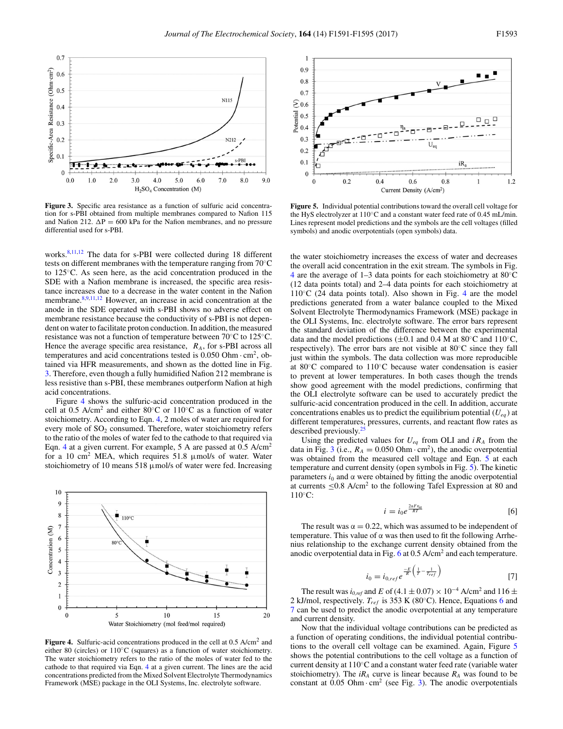Figure 3. Specific area resistance as a function of sulfuric acid concentration for s-PBI obtained from multiple membranes compared to Nafion 115 and Nafion 212. ΔP = 600 kPa for the Nafion membranes, and no pressure differential used for s-PBI.

works.[8,11,12] The data for s-PBI were collected during 18 different tests on different membranes with the temperature ranging from 70°C to 125°C. As seen here, as the acid concentration produced in the SDE with a Nafion membrane is increased, the specific area resistance increases due to a decrease in the water content in the Nafion membrane.[8,9,11,12] However, an increase in acid concentration at the anode in the SDE operated with s-PBI shows no adverse effect on membrane resistance because the conductivity of s-PBI is not dependent on water to facilitate proton conduction. In addition, the measured resistance was not a function of temperature between 70°C to 125°C. Hence the average specific area resistance, $R_A$, for s-PBI across all temperatures and acid concentrations tested is 0.050 Ohm · cm², obtained via HFR measurements, and shown as the dotted line in Fig. 3. Therefore, even though a fully humidified Nafion 212 membrane is less resistive than s-PBI, these membranes outperform Nafion at high acid concentrations.

Figure 4 shows the sulfuric-acid concentration produced in the cell at 0.5 A/cm² and either 80°C or 110°C as a function of water stoichiometry. According to Eqn. 4, 2 moles of water are required for every mole of $SO_2$ consumed. Therefore, water stoichiometry refers to the ratio of the moles of water fed to the cathode to that required via Eqn. 4 at a given current. For example, 5 A are passed at 0.5 A/cm² for a 10 cm² MEA, which requires 51.8 μmol/s of water. Water stoichiometry of 10 means 518 μmol/s of water were fed. Increasing the water stoichiometry increases the excess of water and decreases the overall acid concentration in the exit stream. The symbols in Fig. 4 are the average of 1–3 data points for each stoichiometry at 80°C (12 data points total) and 2–4 data points for each stoichiometry at 110°C (24 data points total). Also shown in Fig. 4 are the model predictions generated from a water balance coupled to the Mixed Solvent Electrolyte Thermodynamics Framework (MSE) package in the OLI Systems, Inc. electrolyte software. The error bars represent the standard deviation of the difference between the experimental data and the model predictions (±0.1 and 0.4 M at 80°C and 110°C, respectively). The error bars are not visible at 80°C since they fall just within the symbols. The data collection was more reproducible at 80°C compared to 110°C because water condensation is easier to prevent at lower temperatures. In both cases though the trends show good agreement with the model predictions, confirming that the OLI electrolyte software can be used to accurately predict the sulfuric-acid concentration produced in the cell. In addition, accurate concentrations enables us to predict the equilibrium potential ($U_{eq}$) at different temperatures, pressures, currents, and reactant flow rates as described previously.[25]

Figure 4. Sulfuric-acid concentrations produced in the cell at 0.5 A/cm² and either 80 (circles) or 110°C (squares) as a function of water stoichiometry. The water stoichiometry refers to the ratio of the moles of water fed to the cathode to that required via Eqn. 4 at a given current. The lines are the acid concentrations predicted from the Mixed Solvent Electrolyte Thermodynamics Framework (MSE) package in the OLI Systems, Inc. electrolyte software.

Figure 5. Individual potential contributions toward the overall cell voltage for the HyS electrolyzer at 110°C and a constant water feed rate of 0.45 mL/min. Lines represent model predictions and the symbols are the cell voltages (filled symbols) and anodic overpotentials (open symbols) data.

Using the predicted values for $U_{eq}$ from OLI and $iR_A$ from the data in Fig. 3 (i.e., $R_A = 0.050$ Ohm · cm²), the anodic overpotential was obtained from the measured cell voltage and Eqn. 5 at each temperature and current density (open symbols in Fig. 5). The kinetic parameters $i_0$ and α were obtained by fitting the anodic overpotential at currents ≤0.8 A/cm² to the following Tafel Expression at 80 and 110°C:

$$i = i_0 e^{\frac{2\alpha F \eta_a}{RT}} \quad [6]$$

The result was α = 0.22, which was assumed to be independent of temperature. This value of α was then used to fit the following Arrhenius relationship to the exchange current density obtained from the anodic overpotential data in Fig. 6 at 0.5 A/cm² and each temperature.

$$i_0 = i_{0,ref} e^{\frac{-E}{R}\left(\frac{1}{T} - \frac{1}{T_{ref}}\right)} \quad [7]$$

The result was $i_{0,ref}$ and $E$ of $(4.1 \pm 0.07) \times 10^{-4}$ A/cm² and 116 ± 2 kJ/mol, respectively. $T_{ref}$ is 353 K (80°C). Hence, Equations 6 and 7 can be used to predict the anodic overpotential at any temperature and current density.

Now that the individual voltage contributions can be predicted as a function of operating conditions, the individual potential contributions to the overall cell voltage can be examined. Again, Figure 5 shows the potential contributions to the cell voltage as a function of current density at 110°C and a constant water feed rate (variable water stoichiometry). The $iR_A$ curve is linear because $R_A$ was found to be constant at 0.05 Ohm · cm² (see Fig. 3). The anodic overpotentials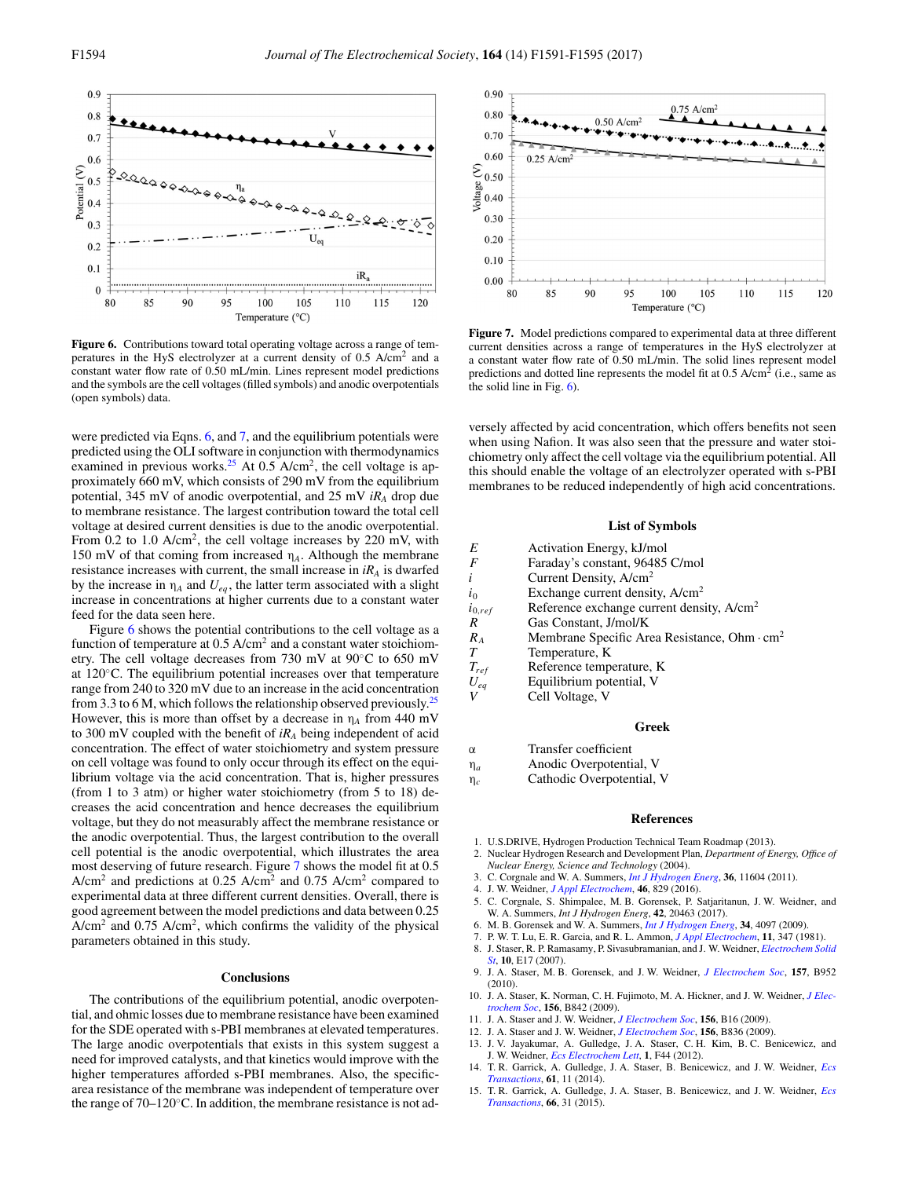Figure 6. Contributions toward total operating voltage across a range of temperatures in the HyS electrolyzer at a current density of 0.5 A/cm$^2$ and a constant water flow rate of 0.50 mL/min. Lines represent model predictions and the symbols are the cell voltages (filled symbols) and anodic overpotentials (open symbols) data.

Figure 7. Model predictions compared to experimental data at three different current densities across a range of temperatures in the HyS electrolyzer at a constant water flow rate of 0.50 mL/min. The solid lines represent model predictions and dotted line represents the model fit at 0.5 A/cm$^2$ (i.e., same as the solid line in Fig. 6).

were predicted via Eqns. 6, and 7, and the equilibrium potentials were predicted using the OLI software in conjunction with thermodynamics examined in previous works.[25] At 0.5 A/cm$^2$, the cell voltage is approximately 660 mV, which consists of 290 mV from the equilibrium potential, 345 mV of anodic overpotential, and 25 mV $iR_A$ drop due to membrane resistance. The largest contribution toward the total cell voltage at desired current densities is due to the anodic overpotential. From 0.2 to 1.0 A/cm$^2$, the cell voltage increases by 220 mV, with 150 mV of that coming from increased $\eta_A$. Although the membrane resistance increases with current, the small increase in $iR_A$ is dwarfed by the increase in $\eta_A$ and $U_{eq}$, the latter term associated with a slight increase in concentrations at higher currents due to a constant water feed for the data seen here.

Figure 6 shows the potential contributions to the cell voltage as a function of temperature at 0.5 A/cm$^2$ and a constant water stoichiometry. The cell voltage decreases from 730 mV at 90°C to 650 mV at 120°C. The equilibrium potential increases over that temperature range from 240 to 320 mV due to an increase in the acid concentration from 3.3 to 6 M, which follows the relationship observed previously.[25] However, this is more than offset by a decrease in $\eta_A$ from 440 mV to 300 mV coupled with the benefit of $iR_A$ being independent of acid concentration. The effect of water stoichiometry and system pressure on cell voltage was found to only occur through its effect on the equilibrium voltage via the acid concentration. That is, higher pressures (from 1 to 3 atm) or higher water stoichiometry (from 5 to 18) decreases the acid concentration and hence decreases the equilibrium voltage, but they do not measurably affect the membrane resistance or the anodic overpotential. Thus, the largest contribution to the overall cell potential is the anodic overpotential, which illustrates the area most deserving of future research. Figure 7 shows the model fit at 0.5 A/cm$^2$ and predictions at 0.25 A/cm$^2$ and 0.75 A/cm$^2$ compared to experimental data at three different current densities. Overall, there is good agreement between the model predictions and data between 0.25 A/cm$^2$ and 0.75 A/cm$^2$, which confirms the validity of the physical parameters obtained in this study.

## Conclusions

The contributions of the equilibrium potential, anodic overpotential, and ohmic losses due to membrane resistance have been examined for the SDE operated with s-PBI membranes at elevated temperatures. The large anodic overpotentials that exists in this system suggest a need for improved catalysts, and that kinetics would improve with the higher temperatures afforded s-PBI membranes. Also, the specific-area resistance of the membrane was independent of temperature over the range of 70–120°C. In addition, the membrane resistance is not adversely affected by acid concentration, which offers benefits not seen when using Nafion. It was also seen that the pressure and water stoichiometry only affect the cell voltage via the equilibrium potential. All this should enable the voltage of an electrolyzer operated with s-PBI membranes to be reduced independently of high acid concentrations.

## List of Symbols

| | |
|---|---|
| $E$ | Activation Energy, kJ/mol |
| $F$ | Faraday's constant, 96485 C/mol |
| $i$ | Current Density, A/cm$^2$ |
| $i_0$ | Exchange current density, A/cm$^2$ |
| $i_{0,ref}$ | Reference exchange current density, A/cm$^2$ |
| $R$ | Gas Constant, J/mol/K |
| $R_A$ | Membrane Specific Area Resistance, Ohm · cm$^2$ |
| $T$ | Temperature, K |
| $T_{ref}$ | Reference temperature, K |
| $U_{eq}$ | Equilibrium potential, V |
| $V$ | Cell Voltage, V |

### Greek

| | |
|---|---|
| $\alpha$ | Transfer coefficient |
| $\eta_a$ | Anodic Overpotential, V |
| $\eta_c$ | Cathodic Overpotential, V |

## References

1. U.S.DRIVE, Hydrogen Production Technical Team Roadmap (2013).
2. Nuclear Hydrogen Research and Development Plan, *Department of Energy, Office of Nuclear Energy, Science and Technology* (2004).
3. C. Corgnale and W. A. Summers, *Int J Hydrogen Energ*, **36**, 11604 (2011).
4. J. W. Weidner, *J Appl Electrochem*, **46**, 829 (2016).
5. C. Corgnale, S. Shimpalee, M. B. Gorensek, P. Satjaritanun, J. W. Weidner, and W. A. Summers, *Int J Hydrogen Energ*, **42**, 20463 (2017).
6. M. B. Gorensek and W. A. Summers, *Int J Hydrogen Energ*, **34**, 4097 (2009).
7. P. W. T. Lu, E. R. Garcia, and R. L. Ammon, *J Appl Electrochem*, **11**, 347 (1981).
8. J. Staser, R. P. Ramasamy, P. Sivasubramanian, and J. W. Weidner, *Electrochem Solid St*, **10**, E17 (2007).
9. J. A. Staser, M. B. Gorensek, and J. W. Weidner, *J Electrochem Soc*, **157**, B952 (2010).
10. J. A. Staser, K. Norman, C. H. Fujimoto, M. A. Hickner, and J. W. Weidner, *J Electrochem Soc*, **156**, B842 (2009).
11. J. A. Staser and J. W. Weidner, *J Electrochem Soc*, **156**, B16 (2009).
12. J. A. Staser and J. W. Weidner, *J Electrochem Soc*, **156**, B836 (2009).
13. J. V. Jayakumar, A. Gulledge, J. A. Staser, C. H. Kim, B. C. Benicewicz, and J. W. Weidner, *Ecs Electrochem Lett*, **1**, F44 (2012).
14. T. R. Garrick, A. Gulledge, J. A. Staser, B. Benicewicz, and J. W. Weidner, *Ecs Transactions*, **61**, 11 (2014).
15. T. R. Garrick, A. Gulledge, J. A. Staser, B. Benicewicz, and J. W. Weidner, *Ecs Transactions*, **66**, 31 (2015).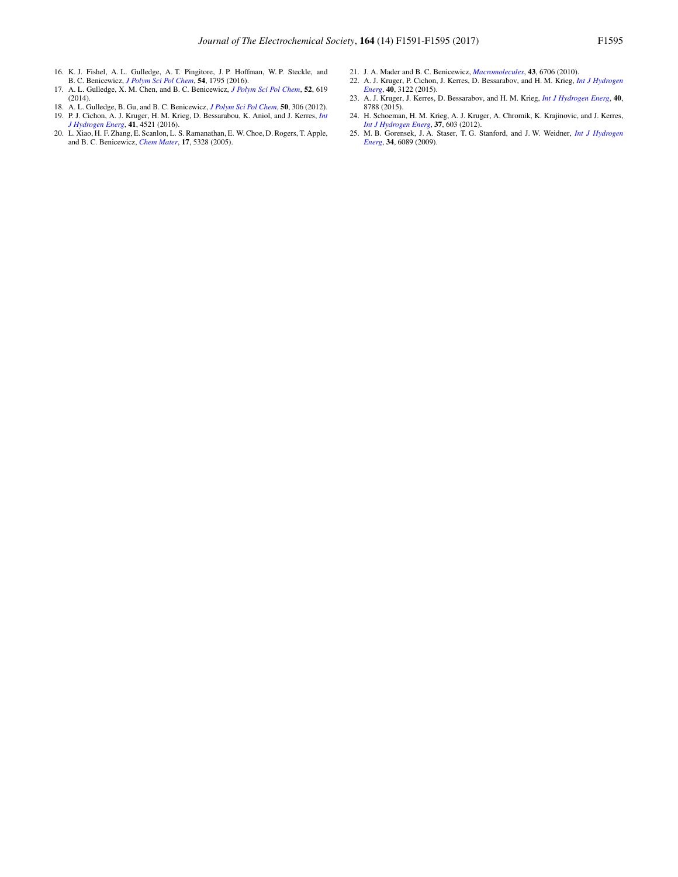16. K. J. Fishel, A. L. Gulledge, A. T. Pingitore, J. P. Hoffman, W. P. Steckle, and B. C. Benicewicz, *J Polym Sci Pol Chem*, **54**, 1795 (2016).
17. A. L. Gulledge, X. M. Chen, and B. C. Benicewicz, *J Polym Sci Pol Chem*, **52**, 619 (2014).
18. A. L. Gulledge, B. Gu, and B. C. Benicewicz, *J Polym Sci Pol Chem*, **50**, 306 (2012).
19. P. J. Cichon, A. J. Kruger, H. M. Krieg, D. Bessarabou, K. Aniol, and J. Kerres, *Int J Hydrogen Energ*, **41**, 4521 (2016).
20. L. Xiao, H. F. Zhang, E. Scanlon, L. S. Ramanathan, E. W. Choe, D. Rogers, T. Apple, and B. C. Benicewicz, *Chem Mater*, **17**, 5328 (2005).
21. J. A. Mader and B. C. Benicewicz, *Macromolecules*, **43**, 6706 (2010).
22. A. J. Kruger, P. Cichon, J. Kerres, D. Bessarabov, and H. M. Krieg, *Int J Hydrogen Energ*, **40**, 3122 (2015).
23. A. J. Kruger, J. Kerres, D. Bessarabov, and H. M. Krieg, *Int J Hydrogen Energ*, **40**, 8788 (2015).
24. H. Schoeman, H. M. Krieg, A. J. Kruger, A. Chromik, K. Krajinovic, and J. Kerres, *Int J Hydrogen Energ*, **37**, 603 (2012).
25. M. B. Gorensek, J. A. Staser, T. G. Stanford, and J. W. Weidner, *Int J Hydrogen Energ*, **34**, 6089 (2009).